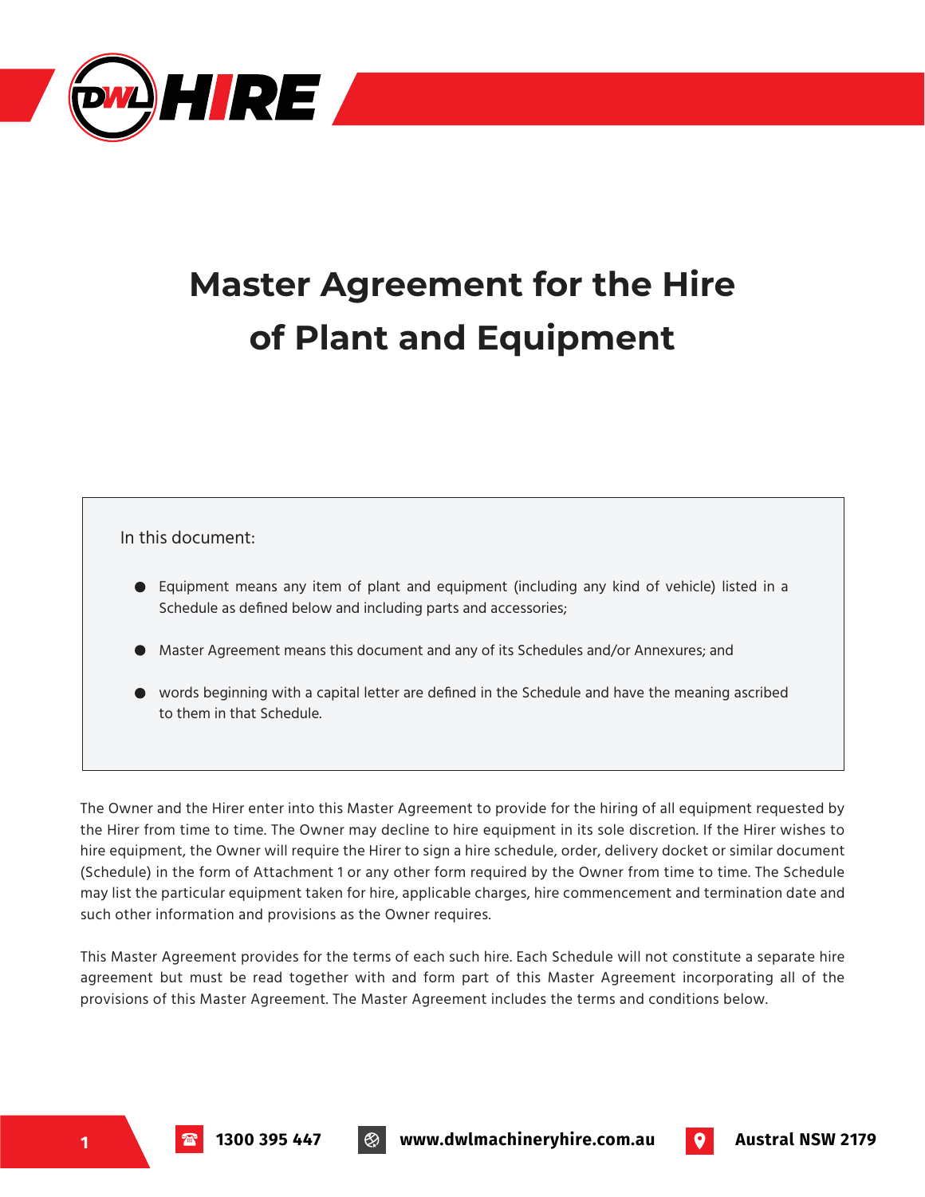# Master Agreement for the Hire of Plant and Equipment

In this document:

- Equipment means any item of plant and equipment (including any kind of vehicle) listed in a Schedule as defined below and including parts and accessories;
- Master Agreement means this document and any of its Schedules and/or Annexures; and
- words beginning with a capital letter are defined in the Schedule and have the meaning ascribed to them in that Schedule.

The Owner and the Hirer enter into this Master Agreement to provide for the hiring of all equipment requested by the Hirer from time to time. The Owner may decline to hire equipment in its sole discretion. If the Hirer wishes to hire equipment, the Owner will require the Hirer to sign a hire schedule, order, delivery docket or similar document (Schedule) in the form of Attachment 1 or any other form required by the Owner from time to time. The Schedule may list the particular equipment taken for hire, applicable charges, hire commencement and termination date and such other information and provisions as the Owner requires.

This Master Agreement provides for the terms of each such hire. Each Schedule will not constitute a separate hire agreement but must be read together with and form part of this Master Agreement incorporating all of the provisions of this Master Agreement. The Master Agreement includes the terms and conditions below.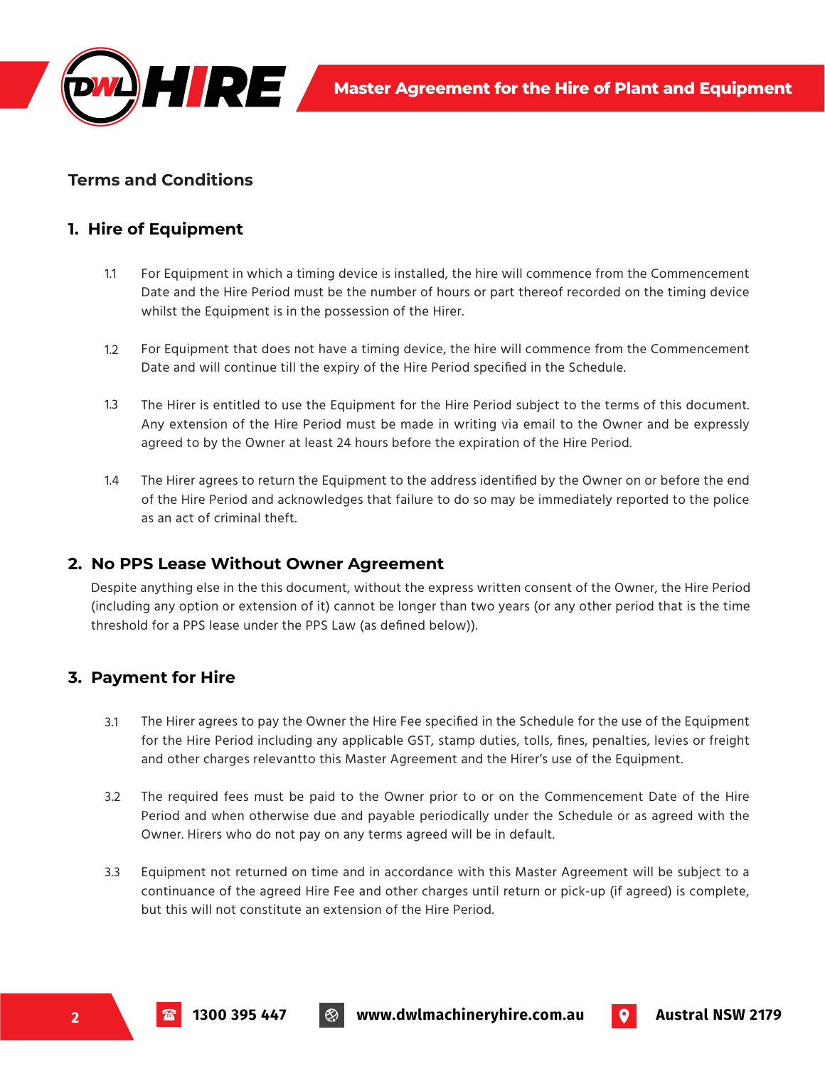## Terms and Conditions

### 1. Hire of Equipment

1.1 For Equipment in which a timing device is installed, the hire will commence from the Commencement Date and the Hire Period must be the number of hours or part thereof recorded on the timing device whilst the Equipment is in the possession of the Hirer.

1.2 For Equipment that does not have a timing device, the hire will commence from the Commencement Date and will continue till the expiry of the Hire Period specified in the Schedule.

1.3 The Hirer is entitled to use the Equipment for the Hire Period subject to the terms of this document. Any extension of the Hire Period must be made in writing via email to the Owner and be expressly agreed to by the Owner at least 24 hours before the expiration of the Hire Period.

1.4 The Hirer agrees to return the Equipment to the address identified by the Owner on or before the end of the Hire Period and acknowledges that failure to do so may be immediately reported to the police as an act of criminal theft.

### 2. No PPS Lease Without Owner Agreement

Despite anything else in the this document, without the express written consent of the Owner, the Hire Period (including any option or extension of it) cannot be longer than two years (or any other period that is the time threshold for a PPS lease under the PPS Law (as defined below)).

### 3. Payment for Hire

3.1 The Hirer agrees to pay the Owner the Hire Fee specified in the Schedule for the use of the Equipment for the Hire Period including any applicable GST, stamp duties, tolls, fines, penalties, levies or freight and other charges relevantto this Master Agreement and the Hirer's use of the Equipment.

3.2 The required fees must be paid to the Owner prior to or on the Commencement Date of the Hire Period and when otherwise due and payable periodically under the Schedule or as agreed with the Owner. Hirers who do not pay on any terms agreed will be in default.

3.3 Equipment not returned on time and in accordance with this Master Agreement will be subject to a continuance of the agreed Hire Fee and other charges until return or pick-up (if agreed) is complete, but this will not constitute an extension of the Hire Period.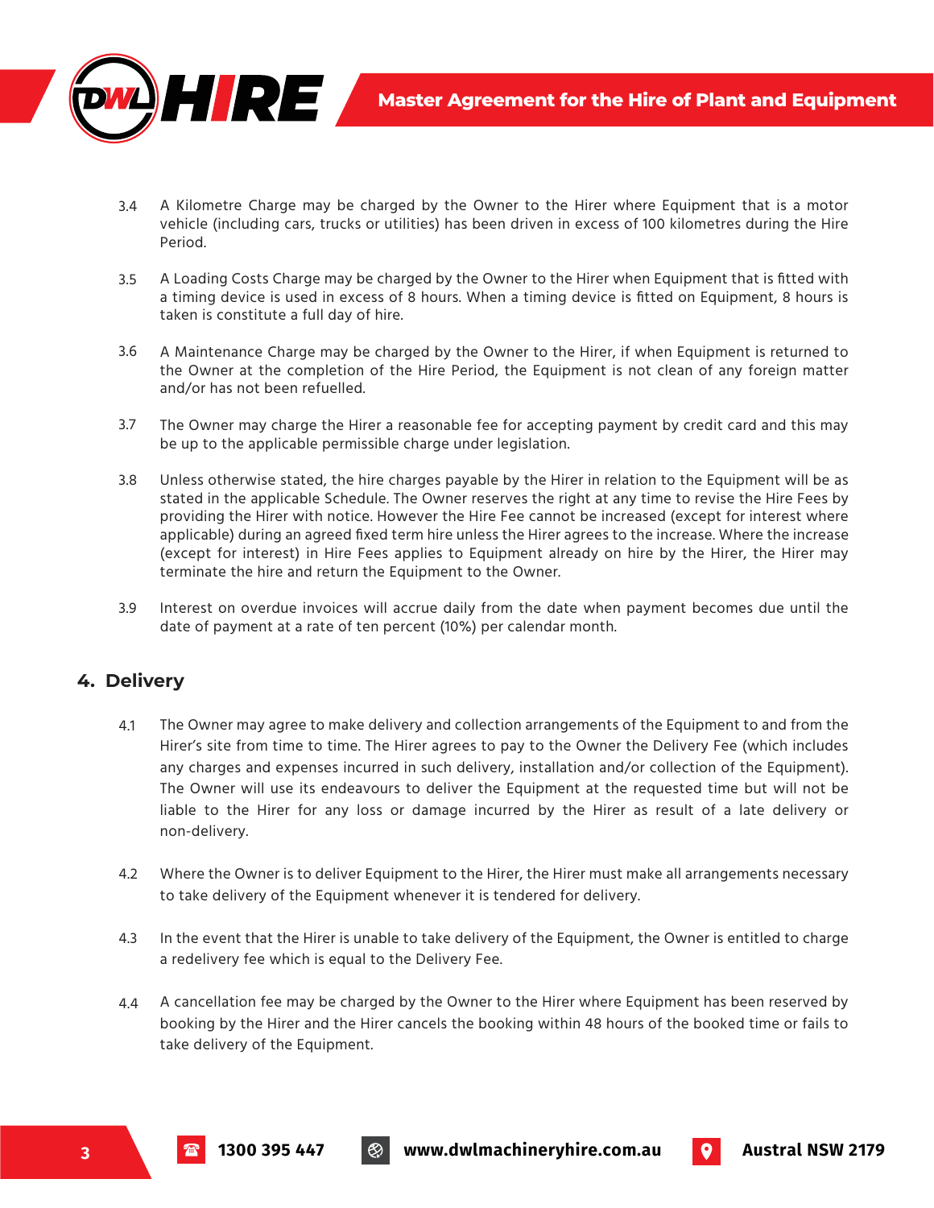3.4 A Kilometre Charge may be charged by the Owner to the Hirer where Equipment that is a motor vehicle (including cars, trucks or utilities) has been driven in excess of 100 kilometres during the Hire Period.

3.5 A Loading Costs Charge may be charged by the Owner to the Hirer when Equipment that is fitted with a timing device is used in excess of 8 hours. When a timing device is fitted on Equipment, 8 hours is taken is constitute a full day of hire.

3.6 A Maintenance Charge may be charged by the Owner to the Hirer, if when Equipment is returned to the Owner at the completion of the Hire Period, the Equipment is not clean of any foreign matter and/or has not been refuelled.

3.7 The Owner may charge the Hirer a reasonable fee for accepting payment by credit card and this may be up to the applicable permissible charge under legislation.

3.8 Unless otherwise stated, the hire charges payable by the Hirer in relation to the Equipment will be as stated in the applicable Schedule. The Owner reserves the right at any time to revise the Hire Fees by providing the Hirer with notice. However the Hire Fee cannot be increased (except for interest where applicable) during an agreed fixed term hire unless the Hirer agrees to the increase. Where the increase (except for interest) in Hire Fees applies to Equipment already on hire by the Hirer, the Hirer may terminate the hire and return the Equipment to the Owner.

3.9 Interest on overdue invoices will accrue daily from the date when payment becomes due until the date of payment at a rate of ten percent (10%) per calendar month.

## 4. Delivery

4.1 The Owner may agree to make delivery and collection arrangements of the Equipment to and from the Hirer's site from time to time. The Hirer agrees to pay to the Owner the Delivery Fee (which includes any charges and expenses incurred in such delivery, installation and/or collection of the Equipment). The Owner will use its endeavours to deliver the Equipment at the requested time but will not be liable to the Hirer for any loss or damage incurred by the Hirer as result of a late delivery or non-delivery.

4.2 Where the Owner is to deliver Equipment to the Hirer, the Hirer must make all arrangements necessary to take delivery of the Equipment whenever it is tendered for delivery.

4.3 In the event that the Hirer is unable to take delivery of the Equipment, the Owner is entitled to charge a redelivery fee which is equal to the Delivery Fee.

4.4 A cancellation fee may be charged by the Owner to the Hirer where Equipment has been reserved by booking by the Hirer and the Hirer cancels the booking within 48 hours of the booked time or fails to take delivery of the Equipment.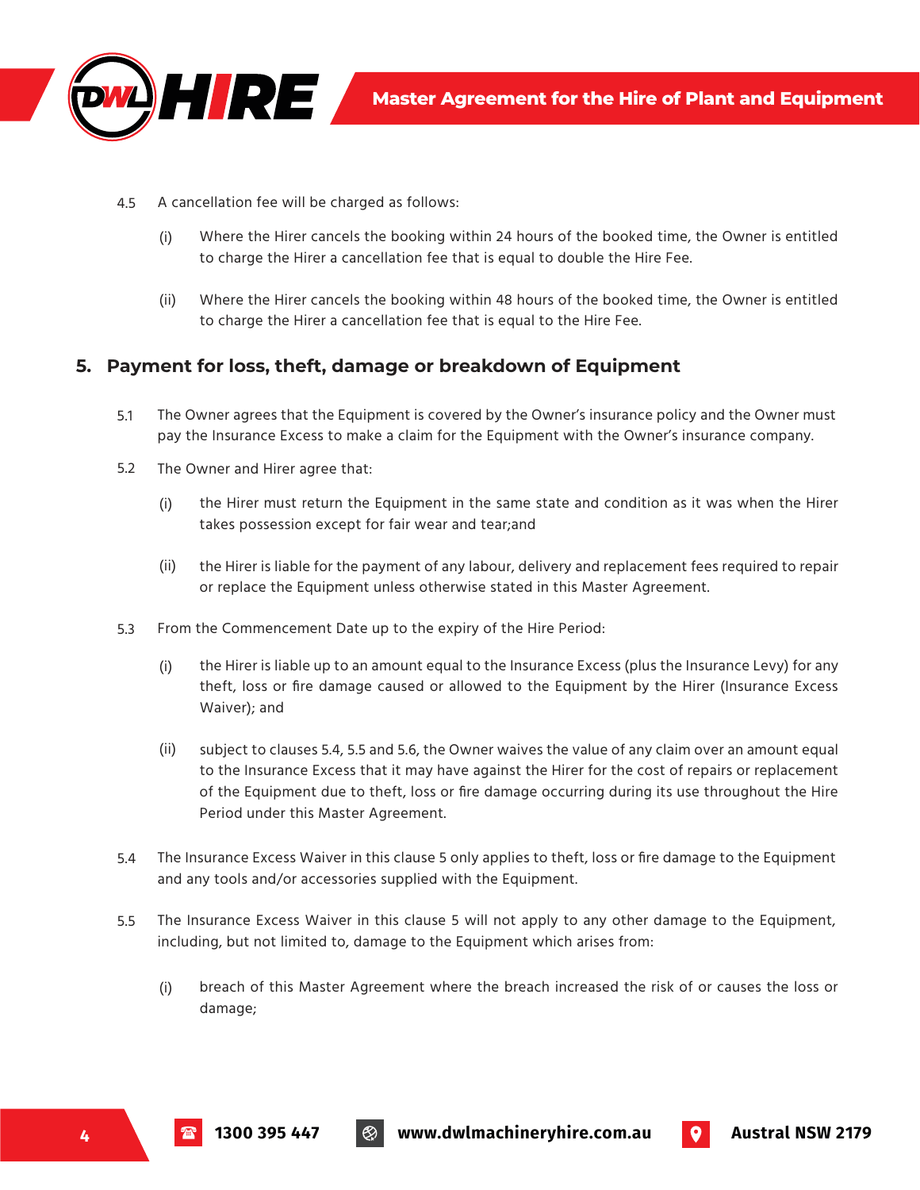4.5 A cancellation fee will be charged as follows:

(i) Where the Hirer cancels the booking within 24 hours of the booked time, the Owner is entitled to charge the Hirer a cancellation fee that is equal to double the Hire Fee.

(ii) Where the Hirer cancels the booking within 48 hours of the booked time, the Owner is entitled to charge the Hirer a cancellation fee that is equal to the Hire Fee.

## 5. Payment for loss, theft, damage or breakdown of Equipment

5.1 The Owner agrees that the Equipment is covered by the Owner's insurance policy and the Owner must pay the Insurance Excess to make a claim for the Equipment with the Owner's insurance company.

5.2 The Owner and Hirer agree that:

(i) the Hirer must return the Equipment in the same state and condition as it was when the Hirer takes possession except for fair wear and tear;and

(ii) the Hirer is liable for the payment of any labour, delivery and replacement fees required to repair or replace the Equipment unless otherwise stated in this Master Agreement.

5.3 From the Commencement Date up to the expiry of the Hire Period:

(i) the Hirer is liable up to an amount equal to the Insurance Excess (plus the Insurance Levy) for any theft, loss or fire damage caused or allowed to the Equipment by the Hirer (Insurance Excess Waiver); and

(ii) subject to clauses 5.4, 5.5 and 5.6, the Owner waives the value of any claim over an amount equal to the Insurance Excess that it may have against the Hirer for the cost of repairs or replacement of the Equipment due to theft, loss or fire damage occurring during its use throughout the Hire Period under this Master Agreement.

5.4 The Insurance Excess Waiver in this clause 5 only applies to theft, loss or fire damage to the Equipment and any tools and/or accessories supplied with the Equipment.

5.5 The Insurance Excess Waiver in this clause 5 will not apply to any other damage to the Equipment, including, but not limited to, damage to the Equipment which arises from:

(i) breach of this Master Agreement where the breach increased the risk of or causes the loss or damage;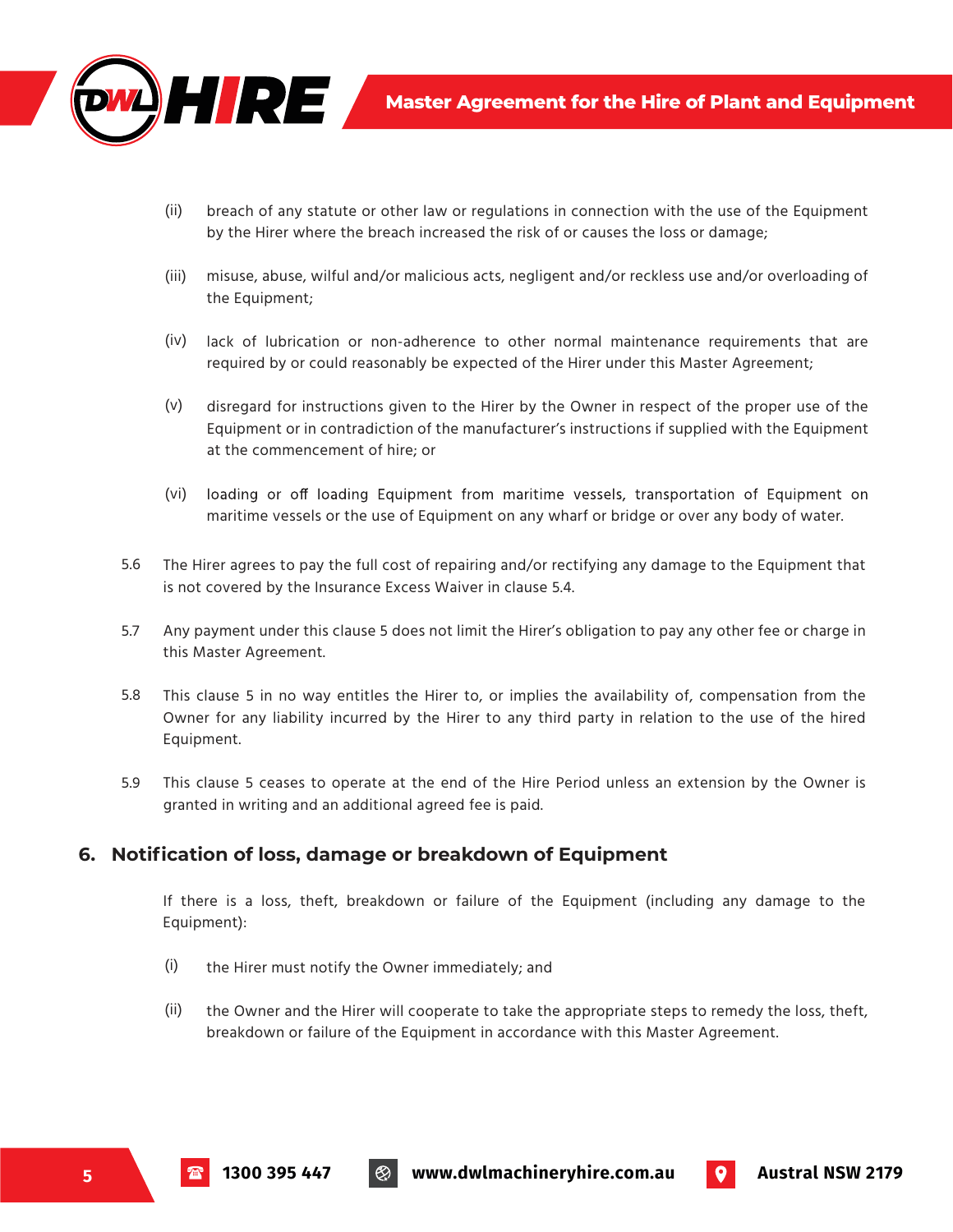(ii) breach of any statute or other law or regulations in connection with the use of the Equipment by the Hirer where the breach increased the risk of or causes the loss or damage;

(iii) misuse, abuse, wilful and/or malicious acts, negligent and/or reckless use and/or overloading of the Equipment;

(iv) lack of lubrication or non-adherence to other normal maintenance requirements that are required by or could reasonably be expected of the Hirer under this Master Agreement;

(v) disregard for instructions given to the Hirer by the Owner in respect of the proper use of the Equipment or in contradiction of the manufacturer's instructions if supplied with the Equipment at the commencement of hire; or

(vi) loading or off loading Equipment from maritime vessels, transportation of Equipment on maritime vessels or the use of Equipment on any wharf or bridge or over any body of water.

5.6 The Hirer agrees to pay the full cost of repairing and/or rectifying any damage to the Equipment that is not covered by the Insurance Excess Waiver in clause 5.4.

5.7 Any payment under this clause 5 does not limit the Hirer's obligation to pay any other fee or charge in this Master Agreement.

5.8 This clause 5 in no way entitles the Hirer to, or implies the availability of, compensation from the Owner for any liability incurred by the Hirer to any third party in relation to the use of the hired Equipment.

5.9 This clause 5 ceases to operate at the end of the Hire Period unless an extension by the Owner is granted in writing and an additional agreed fee is paid.

## 6. Notification of loss, damage or breakdown of Equipment

If there is a loss, theft, breakdown or failure of the Equipment (including any damage to the Equipment):

(i) the Hirer must notify the Owner immediately; and

(ii) the Owner and the Hirer will cooperate to take the appropriate steps to remedy the loss, theft, breakdown or failure of the Equipment in accordance with this Master Agreement.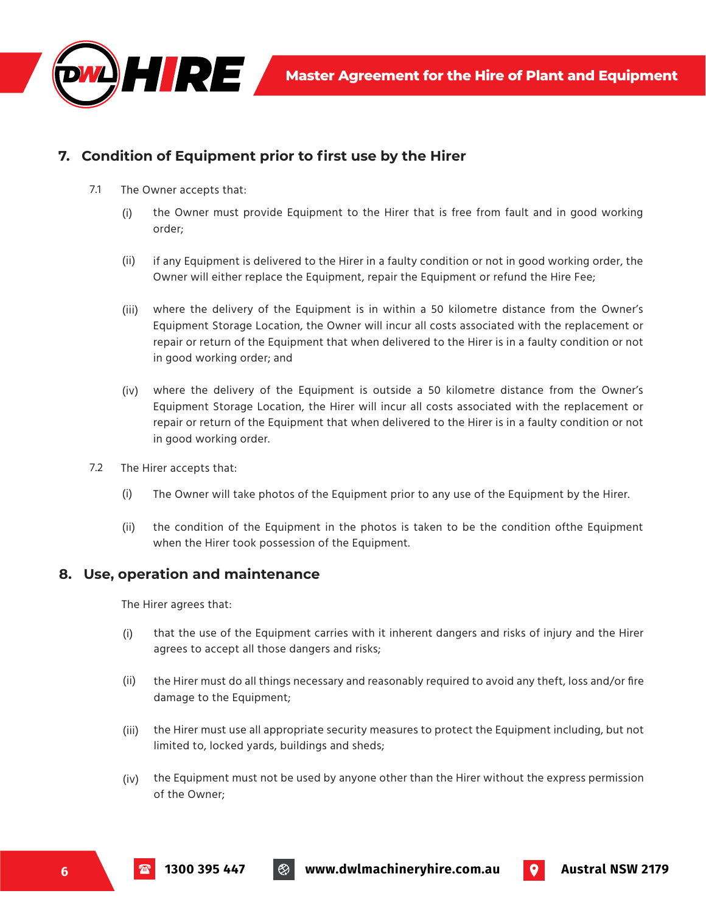## 7. Condition of Equipment prior to first use by the Hirer

7.1 The Owner accepts that:

(i) the Owner must provide Equipment to the Hirer that is free from fault and in good working order;

(ii) if any Equipment is delivered to the Hirer in a faulty condition or not in good working order, the Owner will either replace the Equipment, repair the Equipment or refund the Hire Fee;

(iii) where the delivery of the Equipment is in within a 50 kilometre distance from the Owner's Equipment Storage Location, the Owner will incur all costs associated with the replacement or repair or return of the Equipment that when delivered to the Hirer is in a faulty condition or not in good working order; and

(iv) where the delivery of the Equipment is outside a 50 kilometre distance from the Owner's Equipment Storage Location, the Hirer will incur all costs associated with the replacement or repair or return of the Equipment that when delivered to the Hirer is in a faulty condition or not in good working order.

7.2 The Hirer accepts that:

(i) The Owner will take photos of the Equipment prior to any use of the Equipment by the Hirer.

(ii) the condition of the Equipment in the photos is taken to be the condition ofthe Equipment when the Hirer took possession of the Equipment.

## 8. Use, operation and maintenance

The Hirer agrees that:

(i) that the use of the Equipment carries with it inherent dangers and risks of injury and the Hirer agrees to accept all those dangers and risks;

(ii) the Hirer must do all things necessary and reasonably required to avoid any theft, loss and/or fire damage to the Equipment;

(iii) the Hirer must use all appropriate security measures to protect the Equipment including, but not limited to, locked yards, buildings and sheds;

(iv) the Equipment must not be used by anyone other than the Hirer without the express permission of the Owner;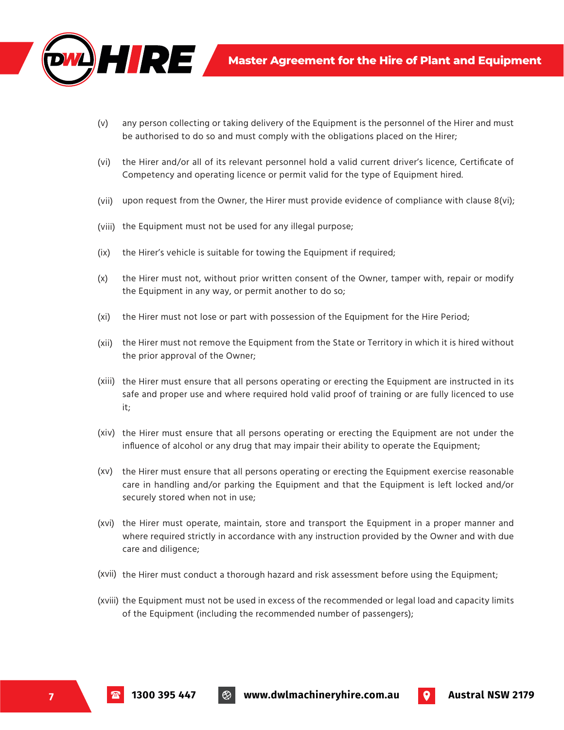(v) any person collecting or taking delivery of the Equipment is the personnel of the Hirer and must be authorised to do so and must comply with the obligations placed on the Hirer;

(vi) the Hirer and/or all of its relevant personnel hold a valid current driver's licence, Certificate of Competency and operating licence or permit valid for the type of Equipment hired.

(vii) upon request from the Owner, the Hirer must provide evidence of compliance with clause 8(vi);

(viii) the Equipment must not be used for any illegal purpose;

(ix) the Hirer's vehicle is suitable for towing the Equipment if required;

(x) the Hirer must not, without prior written consent of the Owner, tamper with, repair or modify the Equipment in any way, or permit another to do so;

(xi) the Hirer must not lose or part with possession of the Equipment for the Hire Period;

(xii) the Hirer must not remove the Equipment from the State or Territory in which it is hired without the prior approval of the Owner;

(xiii) the Hirer must ensure that all persons operating or erecting the Equipment are instructed in its safe and proper use and where required hold valid proof of training or are fully licenced to use it;

(xiv) the Hirer must ensure that all persons operating or erecting the Equipment are not under the influence of alcohol or any drug that may impair their ability to operate the Equipment;

(xv) the Hirer must ensure that all persons operating or erecting the Equipment exercise reasonable care in handling and/or parking the Equipment and that the Equipment is left locked and/or securely stored when not in use;

(xvi) the Hirer must operate, maintain, store and transport the Equipment in a proper manner and where required strictly in accordance with any instruction provided by the Owner and with due care and diligence;

(xvii) the Hirer must conduct a thorough hazard and risk assessment before using the Equipment;

(xviii) the Equipment must not be used in excess of the recommended or legal load and capacity limits of the Equipment (including the recommended number of passengers);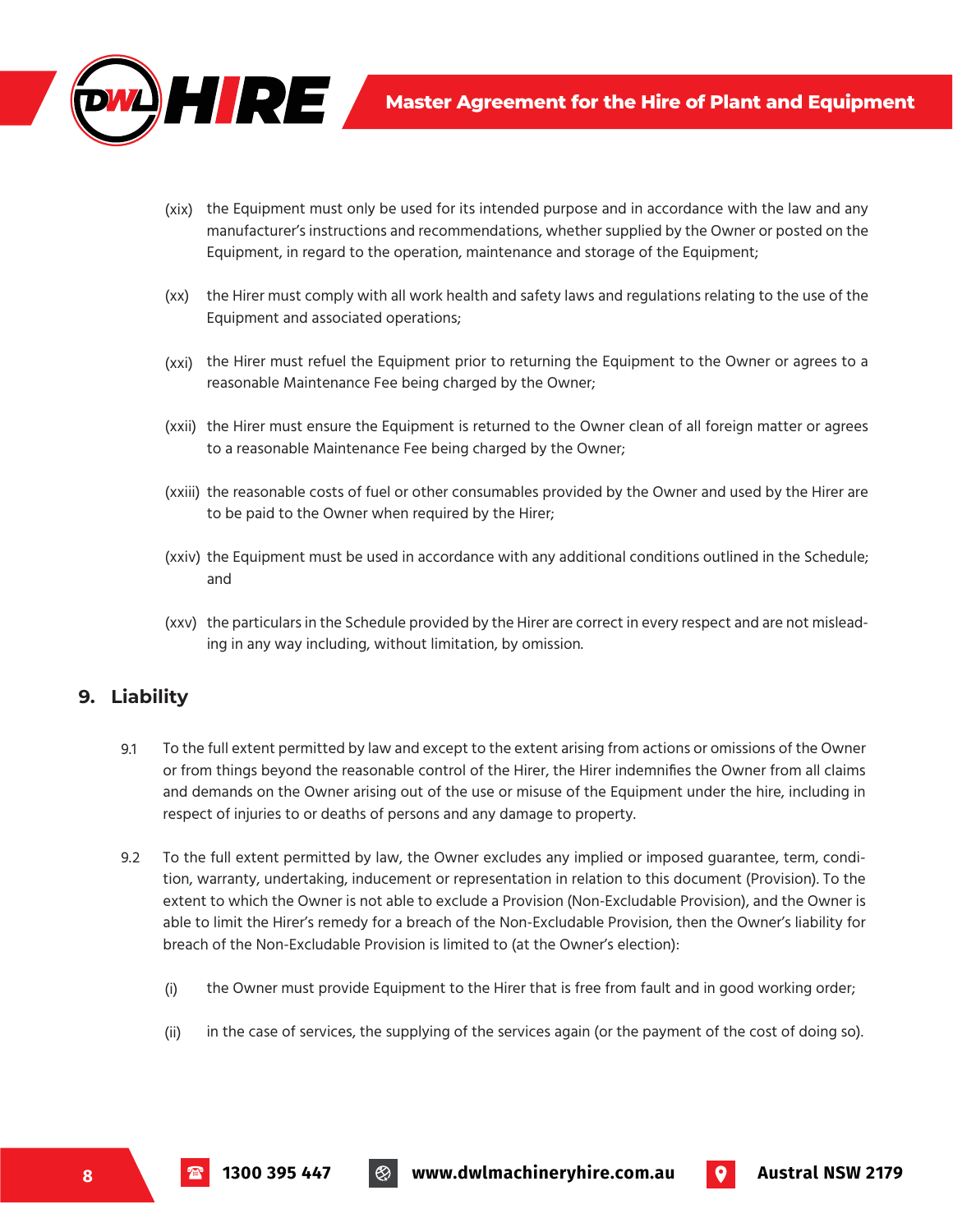(xix) the Equipment must only be used for its intended purpose and in accordance with the law and any manufacturer's instructions and recommendations, whether supplied by the Owner or posted on the Equipment, in regard to the operation, maintenance and storage of the Equipment;

(xx) the Hirer must comply with all work health and safety laws and regulations relating to the use of the Equipment and associated operations;

(xxi) the Hirer must refuel the Equipment prior to returning the Equipment to the Owner or agrees to a reasonable Maintenance Fee being charged by the Owner;

(xxii) the Hirer must ensure the Equipment is returned to the Owner clean of all foreign matter or agrees to a reasonable Maintenance Fee being charged by the Owner;

(xxiii) the reasonable costs of fuel or other consumables provided by the Owner and used by the Hirer are to be paid to the Owner when required by the Hirer;

(xxiv) the Equipment must be used in accordance with any additional conditions outlined in the Schedule; and

(xxv) the particulars in the Schedule provided by the Hirer are correct in every respect and are not misleading in any way including, without limitation, by omission.

## 9. Liability

9.1 To the full extent permitted by law and except to the extent arising from actions or omissions of the Owner or from things beyond the reasonable control of the Hirer, the Hirer indemnifies the Owner from all claims and demands on the Owner arising out of the use or misuse of the Equipment under the hire, including in respect of injuries to or deaths of persons and any damage to property.

9.2 To the full extent permitted by law, the Owner excludes any implied or imposed guarantee, term, condition, warranty, undertaking, inducement or representation in relation to this document (Provision). To the extent to which the Owner is not able to exclude a Provision (Non-Excludable Provision), and the Owner is able to limit the Hirer's remedy for a breach of the Non-Excludable Provision, then the Owner's liability for breach of the Non-Excludable Provision is limited to (at the Owner's election):

(i) the Owner must provide Equipment to the Hirer that is free from fault and in good working order;

(ii) in the case of services, the supplying of the services again (or the payment of the cost of doing so).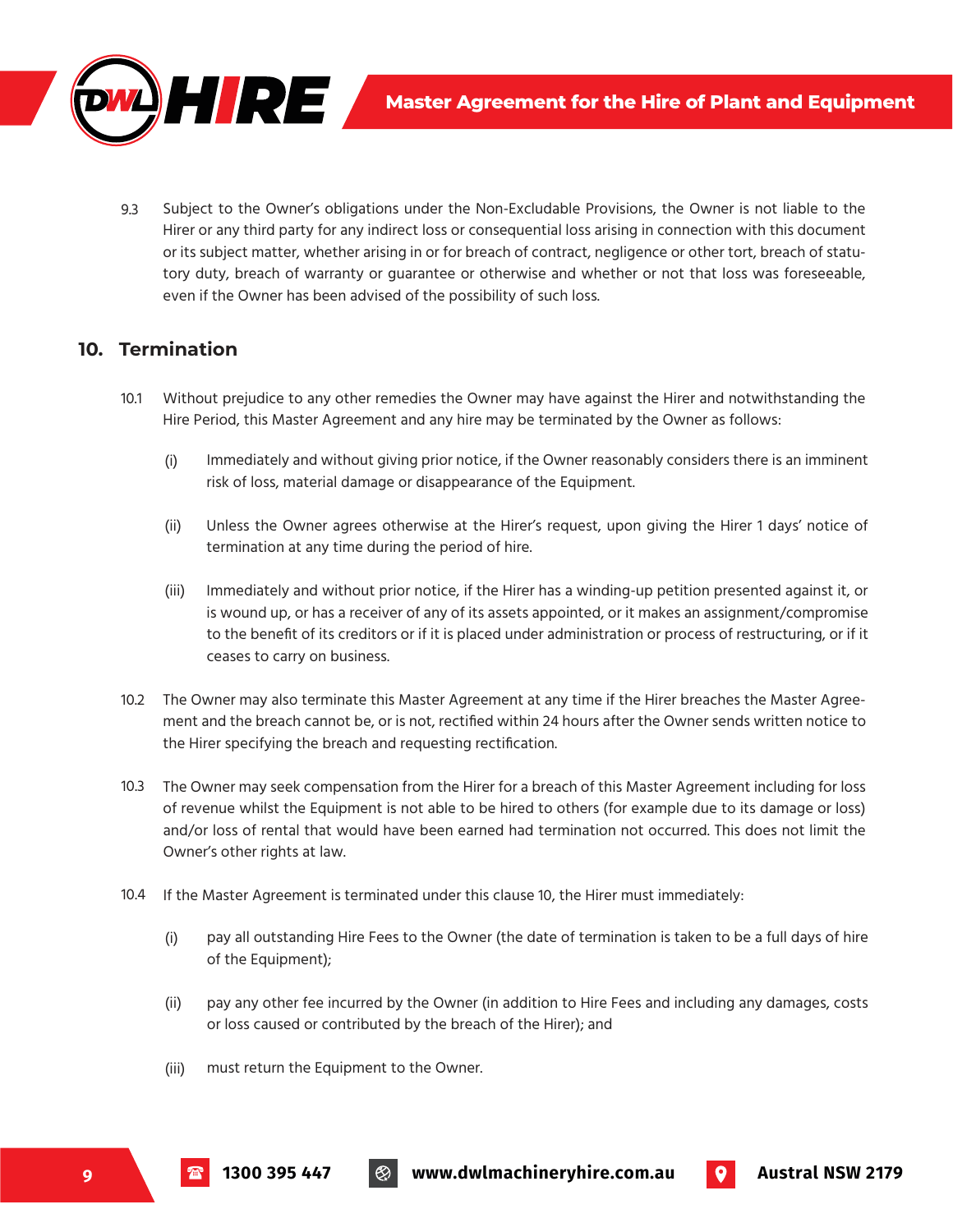9.3 Subject to the Owner's obligations under the Non-Excludable Provisions, the Owner is not liable to the Hirer or any third party for any indirect loss or consequential loss arising in connection with this document or its subject matter, whether arising in or for breach of contract, negligence or other tort, breach of statutory duty, breach of warranty or guarantee or otherwise and whether or not that loss was foreseeable, even if the Owner has been advised of the possibility of such loss.

## 10. Termination

10.1 Without prejudice to any other remedies the Owner may have against the Hirer and notwithstanding the Hire Period, this Master Agreement and any hire may be terminated by the Owner as follows:

(i) Immediately and without giving prior notice, if the Owner reasonably considers there is an imminent risk of loss, material damage or disappearance of the Equipment.

(ii) Unless the Owner agrees otherwise at the Hirer's request, upon giving the Hirer 1 days' notice of termination at any time during the period of hire.

(iii) Immediately and without prior notice, if the Hirer has a winding-up petition presented against it, or is wound up, or has a receiver of any of its assets appointed, or it makes an assignment/compromise to the benefit of its creditors or if it is placed under administration or process of restructuring, or if it ceases to carry on business.

10.2 The Owner may also terminate this Master Agreement at any time if the Hirer breaches the Master Agreement and the breach cannot be, or is not, rectified within 24 hours after the Owner sends written notice to the Hirer specifying the breach and requesting rectification.

10.3 The Owner may seek compensation from the Hirer for a breach of this Master Agreement including for loss of revenue whilst the Equipment is not able to be hired to others (for example due to its damage or loss) and/or loss of rental that would have been earned had termination not occurred. This does not limit the Owner's other rights at law.

10.4 If the Master Agreement is terminated under this clause 10, the Hirer must immediately:

(i) pay all outstanding Hire Fees to the Owner (the date of termination is taken to be a full days of hire of the Equipment);

(ii) pay any other fee incurred by the Owner (in addition to Hire Fees and including any damages, costs or loss caused or contributed by the breach of the Hirer); and

(iii) must return the Equipment to the Owner.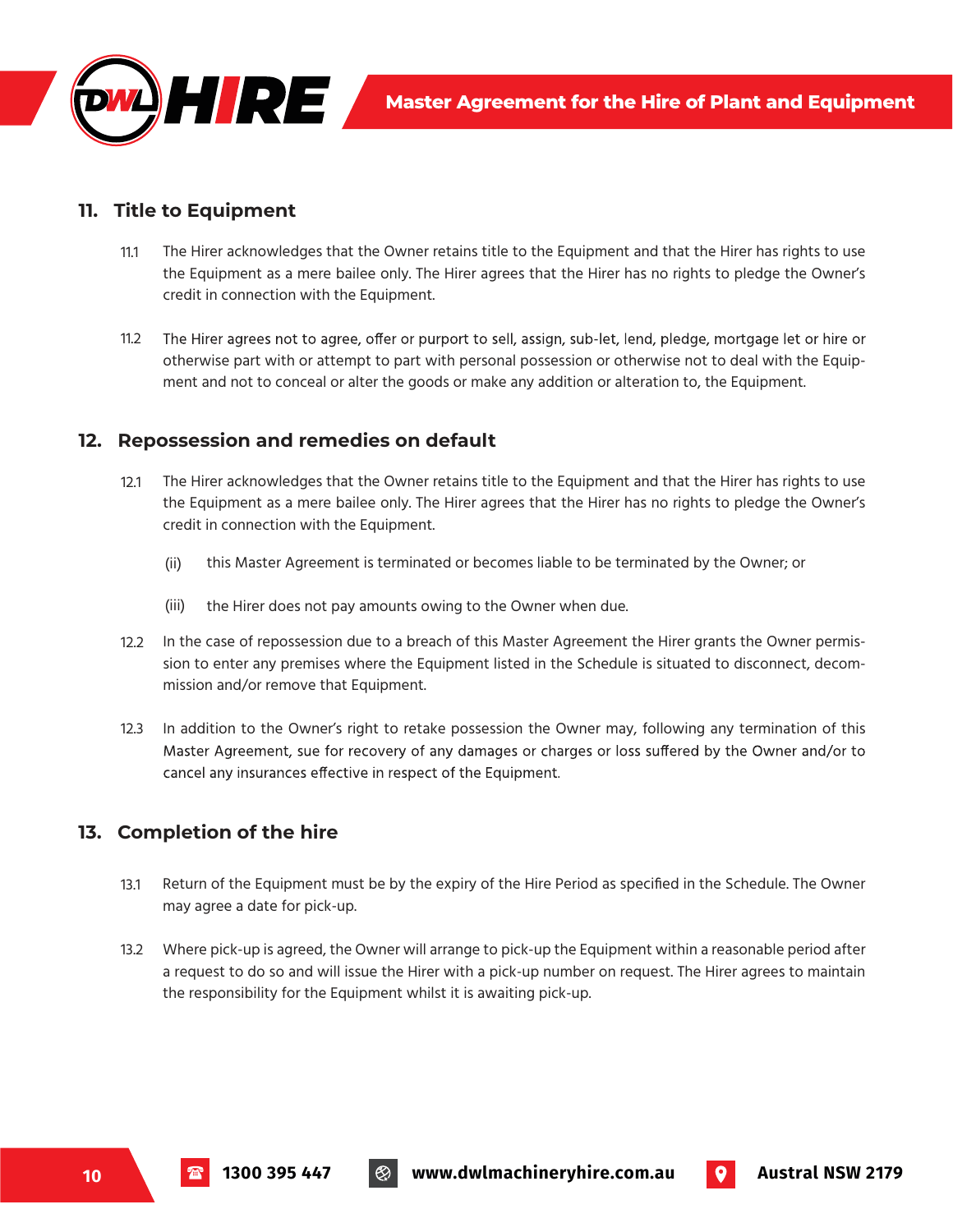## 11. Title to Equipment

11.1 The Hirer acknowledges that the Owner retains title to the Equipment and that the Hirer has rights to use the Equipment as a mere bailee only. The Hirer agrees that the Hirer has no rights to pledge the Owner's credit in connection with the Equipment.

11.2 The Hirer agrees not to agree, offer or purport to sell, assign, sub-let, lend, pledge, mortgage let or hire or otherwise part with or attempt to part with personal possession or otherwise not to deal with the Equipment and not to conceal or alter the goods or make any addition or alteration to, the Equipment.

## 12. Repossession and remedies on default

12.1 The Hirer acknowledges that the Owner retains title to the Equipment and that the Hirer has rights to use the Equipment as a mere bailee only. The Hirer agrees that the Hirer has no rights to pledge the Owner's credit in connection with the Equipment.

(ii) this Master Agreement is terminated or becomes liable to be terminated by the Owner; or

(iii) the Hirer does not pay amounts owing to the Owner when due.

12.2 In the case of repossession due to a breach of this Master Agreement the Hirer grants the Owner permission to enter any premises where the Equipment listed in the Schedule is situated to disconnect, decommission and/or remove that Equipment.

12.3 In addition to the Owner's right to retake possession the Owner may, following any termination of this Master Agreement, sue for recovery of any damages or charges or loss suffered by the Owner and/or to cancel any insurances effective in respect of the Equipment.

## 13. Completion of the hire

13.1 Return of the Equipment must be by the expiry of the Hire Period as specified in the Schedule. The Owner may agree a date for pick-up.

13.2 Where pick-up is agreed, the Owner will arrange to pick-up the Equipment within a reasonable period after a request to do so and will issue the Hirer with a pick-up number on request. The Hirer agrees to maintain the responsibility for the Equipment whilst it is awaiting pick-up.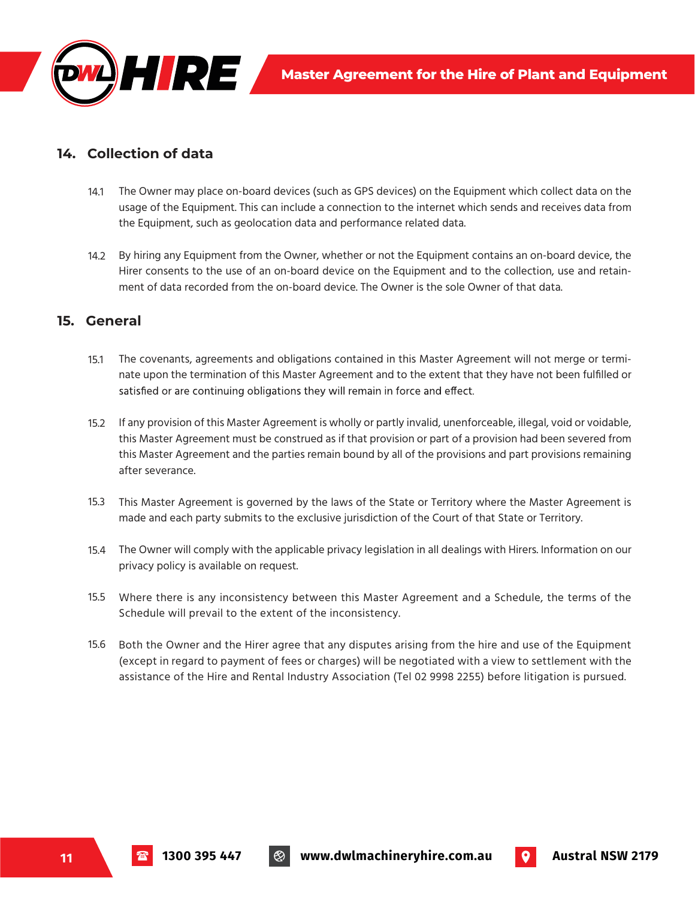## 14. Collection of data

14.1 The Owner may place on-board devices (such as GPS devices) on the Equipment which collect data on the usage of the Equipment. This can include a connection to the internet which sends and receives data from the Equipment, such as geolocation data and performance related data.

14.2 By hiring any Equipment from the Owner, whether or not the Equipment contains an on-board device, the Hirer consents to the use of an on-board device on the Equipment and to the collection, use and retainment of data recorded from the on-board device. The Owner is the sole Owner of that data.

## 15. General

15.1 The covenants, agreements and obligations contained in this Master Agreement will not merge or terminate upon the termination of this Master Agreement and to the extent that they have not been fulfilled or satisfied or are continuing obligations they will remain in force and effect.

15.2 If any provision of this Master Agreement is wholly or partly invalid, unenforceable, illegal, void or voidable, this Master Agreement must be construed as if that provision or part of a provision had been severed from this Master Agreement and the parties remain bound by all of the provisions and part provisions remaining after severance.

15.3 This Master Agreement is governed by the laws of the State or Territory where the Master Agreement is made and each party submits to the exclusive jurisdiction of the Court of that State or Territory.

15.4 The Owner will comply with the applicable privacy legislation in all dealings with Hirers. Information on our privacy policy is available on request.

15.5 Where there is any inconsistency between this Master Agreement and a Schedule, the terms of the Schedule will prevail to the extent of the inconsistency.

15.6 Both the Owner and the Hirer agree that any disputes arising from the hire and use of the Equipment (except in regard to payment of fees or charges) will be negotiated with a view to settlement with the assistance of the Hire and Rental Industry Association (Tel 02 9998 2255) before litigation is pursued.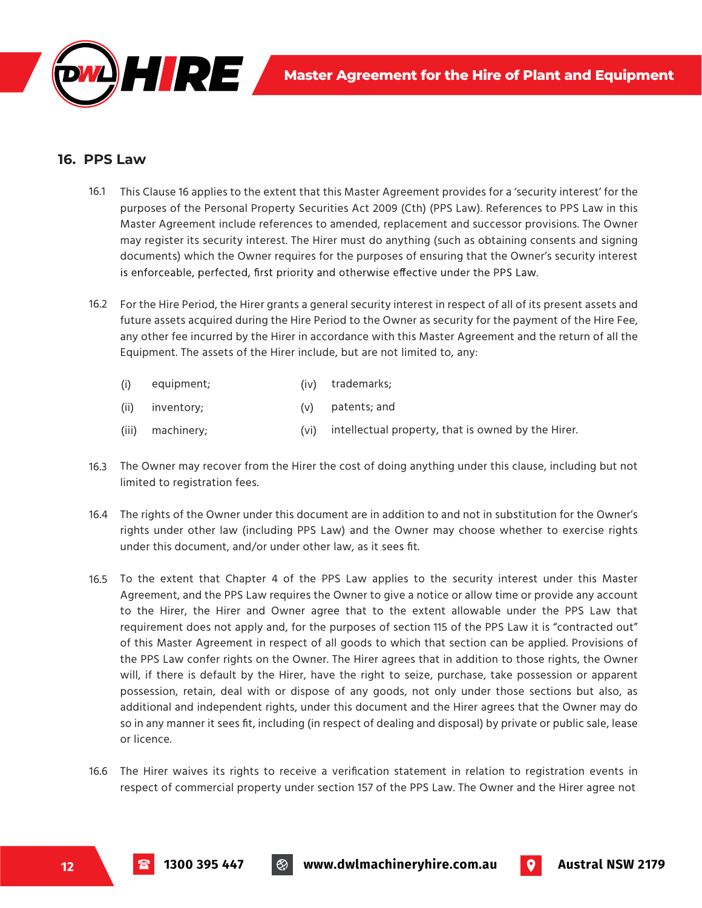## 16. PPS Law

16.1 This Clause 16 applies to the extent that this Master Agreement provides for a 'security interest' for the purposes of the Personal Property Securities Act 2009 (Cth) (PPS Law). References to PPS Law in this Master Agreement include references to amended, replacement and successor provisions. The Owner may register its security interest. The Hirer must do anything (such as obtaining consents and signing documents) which the Owner requires for the purposes of ensuring that the Owner's security interest is enforceable, perfected, first priority and otherwise effective under the PPS Law.

16.2 For the Hire Period, the Hirer grants a general security interest in respect of all of its present assets and future assets acquired during the Hire Period to the Owner as security for the payment of the Hire Fee, any other fee incurred by the Hirer in accordance with this Master Agreement and the return of all the Equipment. The assets of the Hirer include, but are not limited to, any:

(i) equipment;
(ii) inventory;
(iii) machinery;
(iv) trademarks;
(v) patents; and
(vi) intellectual property, that is owned by the Hirer.

16.3 The Owner may recover from the Hirer the cost of doing anything under this clause, including but not limited to registration fees.

16.4 The rights of the Owner under this document are in addition to and not in substitution for the Owner's rights under other law (including PPS Law) and the Owner may choose whether to exercise rights under this document, and/or under other law, as it sees fit.

16.5 To the extent that Chapter 4 of the PPS Law applies to the security interest under this Master Agreement, and the PPS Law requires the Owner to give a notice or allow time or provide any account to the Hirer, the Hirer and Owner agree that to the extent allowable under the PPS Law that requirement does not apply and, for the purposes of section 115 of the PPS Law it is "contracted out" of this Master Agreement in respect of all goods to which that section can be applied. Provisions of the PPS Law confer rights on the Owner. The Hirer agrees that in addition to those rights, the Owner will, if there is default by the Hirer, have the right to seize, purchase, take possession or apparent possession, retain, deal with or dispose of any goods, not only under those sections but also, as additional and independent rights, under this document and the Hirer agrees that the Owner may do so in any manner it sees fit, including (in respect of dealing and disposal) by private or public sale, lease or licence.

16.6 The Hirer waives its rights to receive a verification statement in relation to registration events in respect of commercial property under section 157 of the PPS Law. The Owner and the Hirer agree not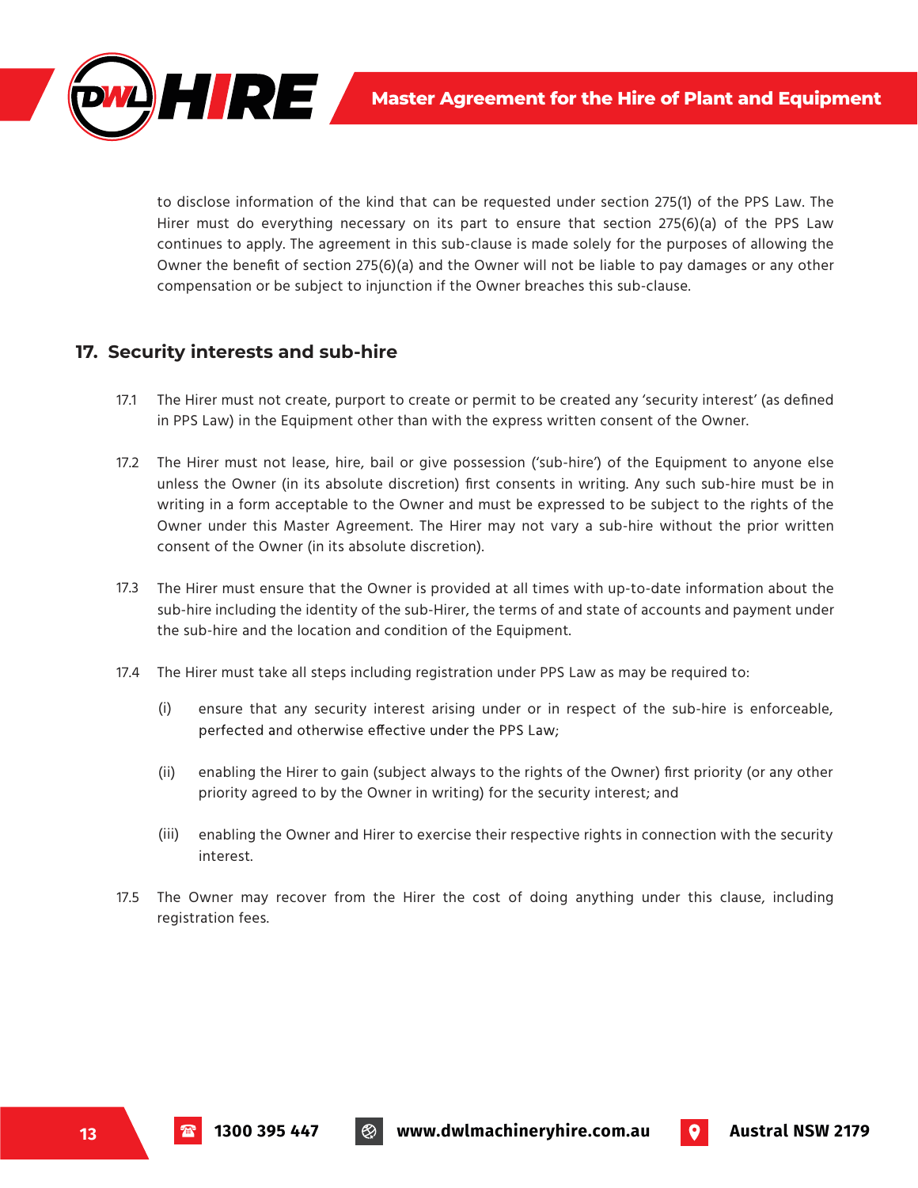to disclose information of the kind that can be requested under section 275(1) of the PPS Law. The Hirer must do everything necessary on its part to ensure that section 275(6)(a) of the PPS Law continues to apply. The agreement in this sub-clause is made solely for the purposes of allowing the Owner the benefit of section 275(6)(a) and the Owner will not be liable to pay damages or any other compensation or be subject to injunction if the Owner breaches this sub-clause.

## 17. Security interests and sub-hire

17.1 The Hirer must not create, purport to create or permit to be created any 'security interest' (as defined in PPS Law) in the Equipment other than with the express written consent of the Owner.

17.2 The Hirer must not lease, hire, bail or give possession ('sub-hire') of the Equipment to anyone else unless the Owner (in its absolute discretion) first consents in writing. Any such sub-hire must be in writing in a form acceptable to the Owner and must be expressed to be subject to the rights of the Owner under this Master Agreement. The Hirer may not vary a sub-hire without the prior written consent of the Owner (in its absolute discretion).

17.3 The Hirer must ensure that the Owner is provided at all times with up-to-date information about the sub-hire including the identity of the sub-Hirer, the terms of and state of accounts and payment under the sub-hire and the location and condition of the Equipment.

17.4 The Hirer must take all steps including registration under PPS Law as may be required to:

(i) ensure that any security interest arising under or in respect of the sub-hire is enforceable, perfected and otherwise effective under the PPS Law;

(ii) enabling the Hirer to gain (subject always to the rights of the Owner) first priority (or any other priority agreed to by the Owner in writing) for the security interest; and

(iii) enabling the Owner and Hirer to exercise their respective rights in connection with the security interest.

17.5 The Owner may recover from the Hirer the cost of doing anything under this clause, including registration fees.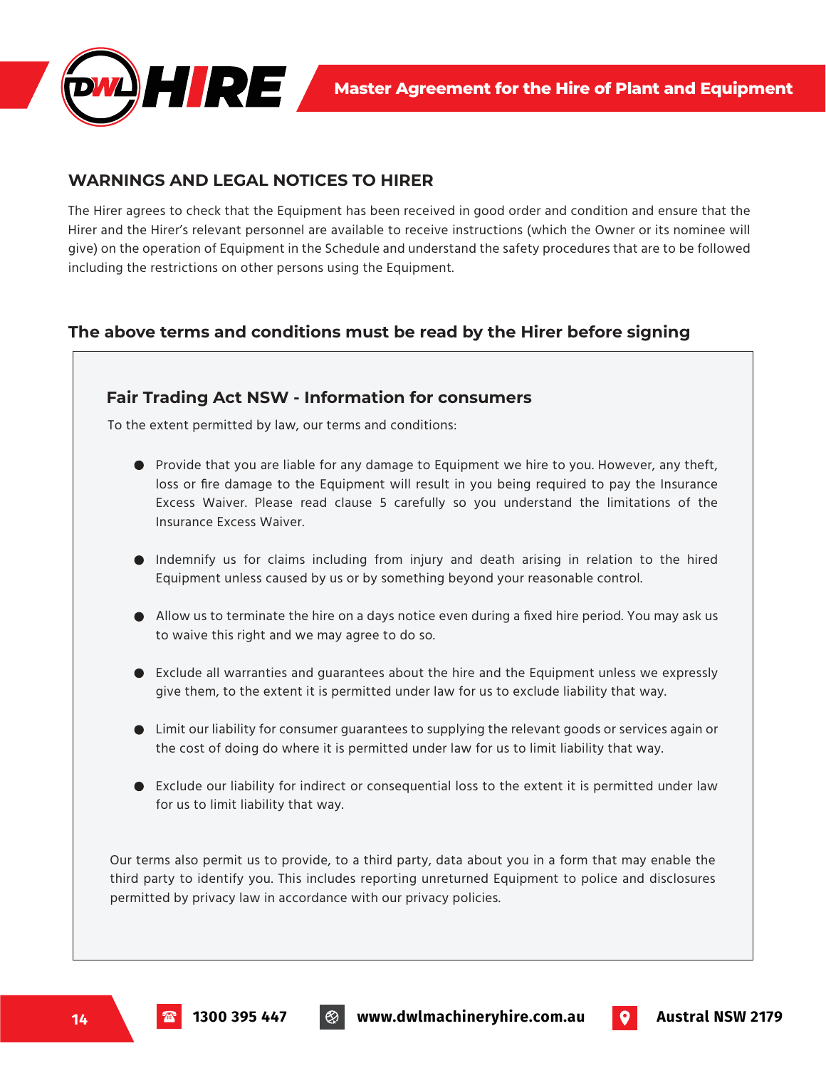## WARNINGS AND LEGAL NOTICES TO HIRER

The Hirer agrees to check that the Equipment has been received in good order and condition and ensure that the Hirer and the Hirer's relevant personnel are available to receive instructions (which the Owner or its nominee will give) on the operation of Equipment in the Schedule and understand the safety procedures that are to be followed including the restrictions on other persons using the Equipment.

## The above terms and conditions must be read by the Hirer before signing

### Fair Trading Act NSW - Information for consumers

To the extent permitted by law, our terms and conditions:

- Provide that you are liable for any damage to Equipment we hire to you. However, any theft, loss or fire damage to the Equipment will result in you being required to pay the Insurance Excess Waiver. Please read clause 5 carefully so you understand the limitations of the Insurance Excess Waiver.
- Indemnify us for claims including from injury and death arising in relation to the hired Equipment unless caused by us or by something beyond your reasonable control.
- Allow us to terminate the hire on a days notice even during a fixed hire period. You may ask us to waive this right and we may agree to do so.
- Exclude all warranties and guarantees about the hire and the Equipment unless we expressly give them, to the extent it is permitted under law for us to exclude liability that way.
- Limit our liability for consumer guarantees to supplying the relevant goods or services again or the cost of doing do where it is permitted under law for us to limit liability that way.
- Exclude our liability for indirect or consequential loss to the extent it is permitted under law for us to limit liability that way.

Our terms also permit us to provide, to a third party, data about you in a form that may enable the third party to identify you. This includes reporting unreturned Equipment to police and disclosures permitted by privacy law in accordance with our privacy policies.